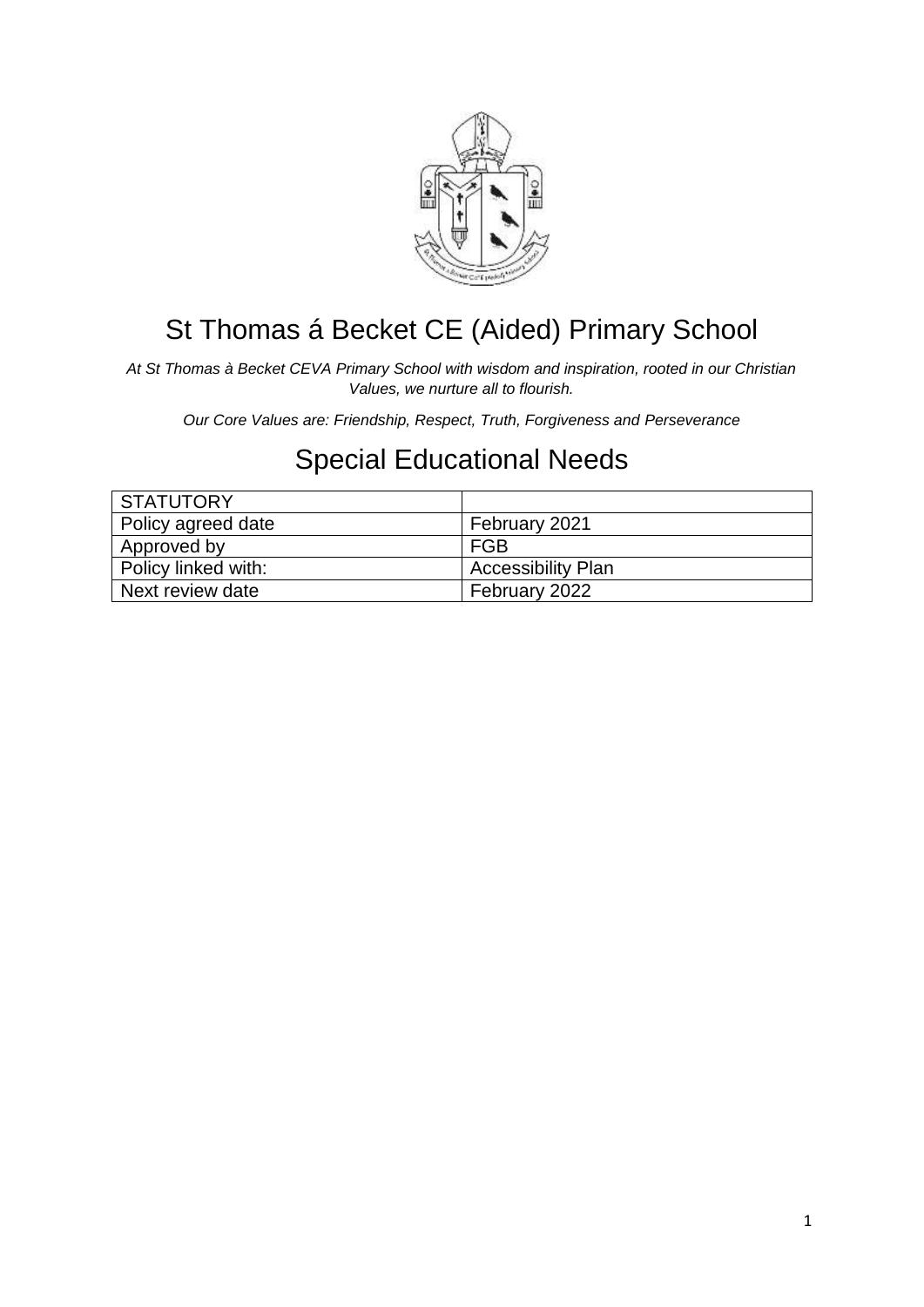# St Thomas á Becket CE (Aided) Primary School

*At St Thomas à Becket CEVA Primary School with wisdom and inspiration, rooted in our Christian Values, we nurture all to flourish.*

*Our Core Values are: Friendship, Respect, Truth, Forgiveness and Perseverance*

## Special Educational Needs

| STATUTORY | |
|---|---|
| Policy agreed date | February 2021 |
| Approved by | FGB |
| Policy linked with: | Accessibility Plan |
| Next review date | February 2022 |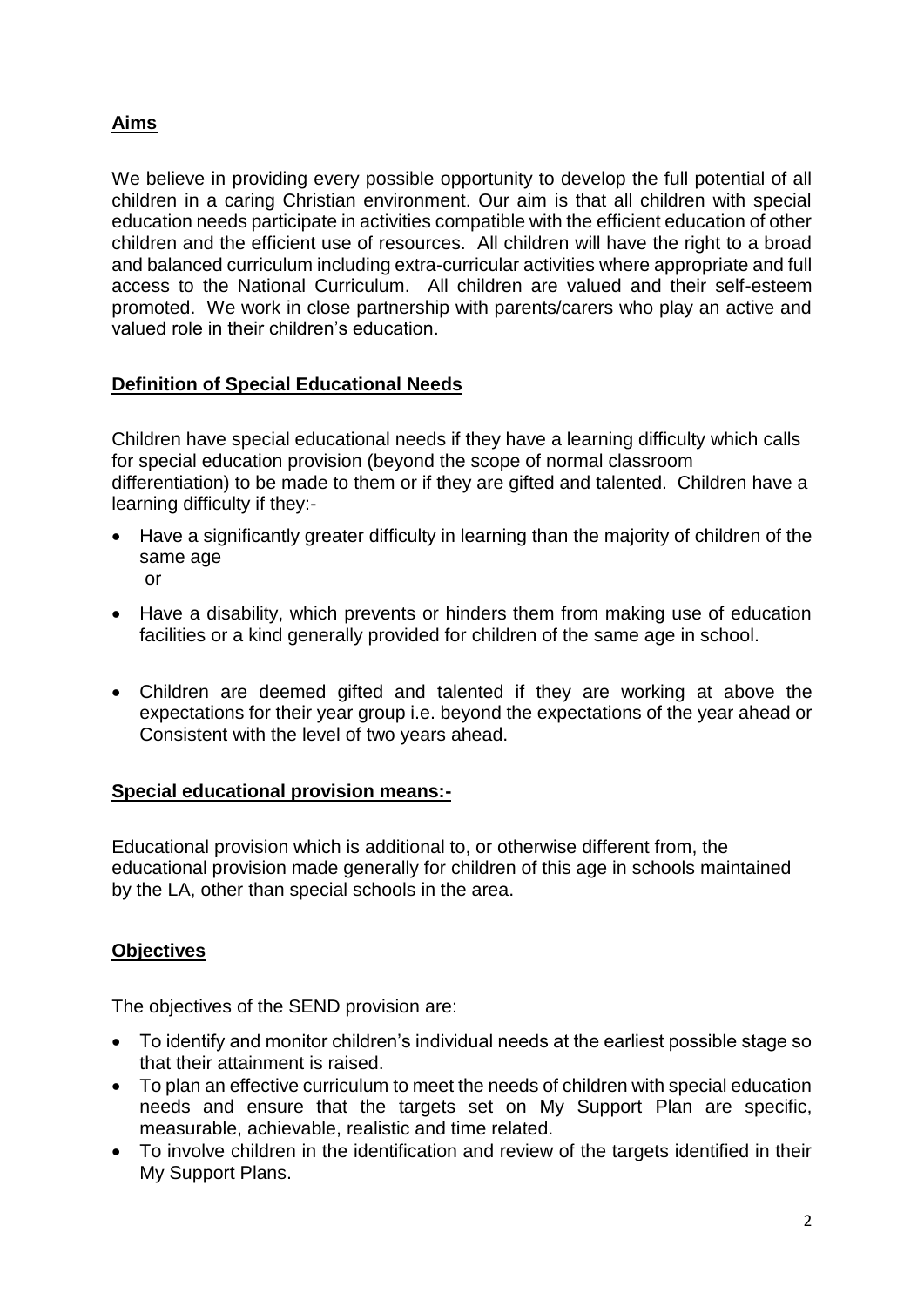## Aims

We believe in providing every possible opportunity to develop the full potential of all children in a caring Christian environment. Our aim is that all children with special education needs participate in activities compatible with the efficient education of other children and the efficient use of resources. All children will have the right to a broad and balanced curriculum including extra-curricular activities where appropriate and full access to the National Curriculum. All children are valued and their self-esteem promoted. We work in close partnership with parents/carers who play an active and valued role in their children's education.

## Definition of Special Educational Needs

Children have special educational needs if they have a learning difficulty which calls for special education provision (beyond the scope of normal classroom differentiation) to be made to them or if they are gifted and talented. Children have a learning difficulty if they:-

- Have a significantly greater difficulty in learning than the majority of children of the same age
  or
- Have a disability, which prevents or hinders them from making use of education facilities or a kind generally provided for children of the same age in school.
- Children are deemed gifted and talented if they are working at above the expectations for their year group i.e. beyond the expectations of the year ahead or Consistent with the level of two years ahead.

## Special educational provision means:-

Educational provision which is additional to, or otherwise different from, the educational provision made generally for children of this age in schools maintained by the LA, other than special schools in the area.

## Objectives

The objectives of the SEND provision are:

- To identify and monitor children's individual needs at the earliest possible stage so that their attainment is raised.
- To plan an effective curriculum to meet the needs of children with special education needs and ensure that the targets set on My Support Plan are specific, measurable, achievable, realistic and time related.
- To involve children in the identification and review of the targets identified in their My Support Plans.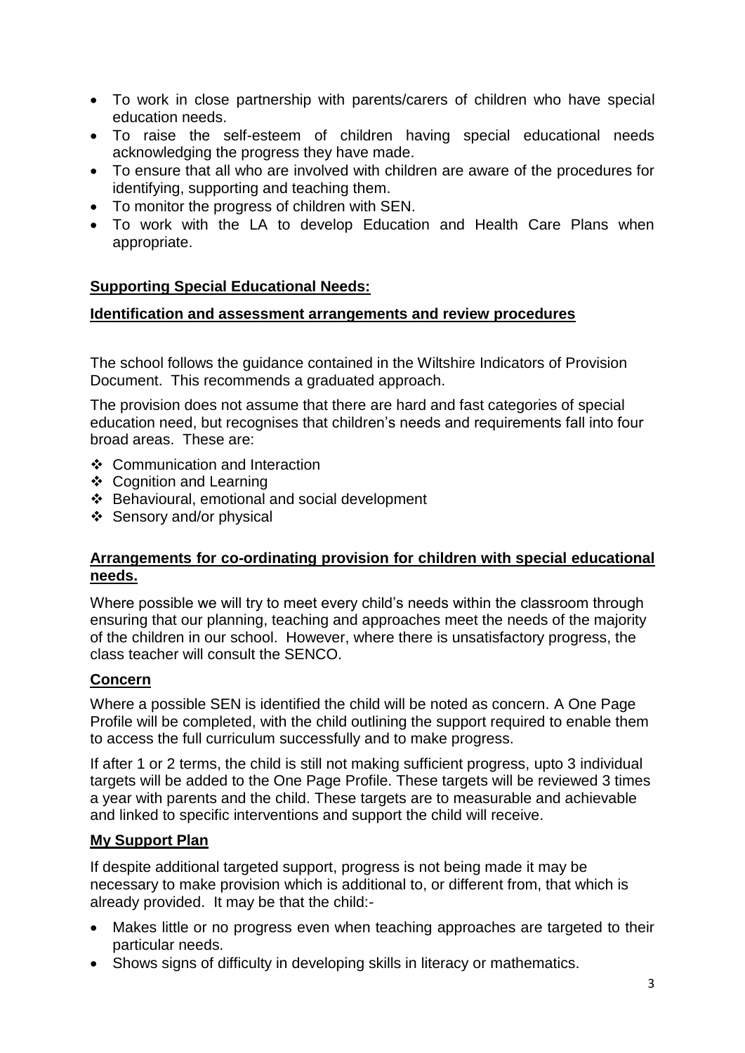- To work in close partnership with parents/carers of children who have special education needs.
- To raise the self-esteem of children having special educational needs acknowledging the progress they have made.
- To ensure that all who are involved with children are aware of the procedures for identifying, supporting and teaching them.
- To monitor the progress of children with SEN.
- To work with the LA to develop Education and Health Care Plans when appropriate.

## **<u>Supporting Special Educational Needs:</u>**

### **<u>Identification and assessment arrangements and review procedures</u>**

The school follows the guidance contained in the Wiltshire Indicators of Provision Document. This recommends a graduated approach.

The provision does not assume that there are hard and fast categories of special education need, but recognises that children's needs and requirements fall into four broad areas. These are:

- Communication and Interaction
- Cognition and Learning
- Behavioural, emotional and social development
- Sensory and/or physical

### **<u>Arrangements for co-ordinating provision for children with special educational needs.</u>**

Where possible we will try to meet every child's needs within the classroom through ensuring that our planning, teaching and approaches meet the needs of the majority of the children in our school. However, where there is unsatisfactory progress, the class teacher will consult the SENCO.

### **<u>Concern</u>**

Where a possible SEN is identified the child will be noted as concern. A One Page Profile will be completed, with the child outlining the support required to enable them to access the full curriculum successfully and to make progress.

If after 1 or 2 terms, the child is still not making sufficient progress, upto 3 individual targets will be added to the One Page Profile. These targets will be reviewed 3 times a year with parents and the child. These targets are to measurable and achievable and linked to specific interventions and support the child will receive.

### **<u>My Support Plan</u>**

If despite additional targeted support, progress is not being made it may be necessary to make provision which is additional to, or different from, that which is already provided. It may be that the child:-

- Makes little or no progress even when teaching approaches are targeted to their particular needs.
- Shows signs of difficulty in developing skills in literacy or mathematics.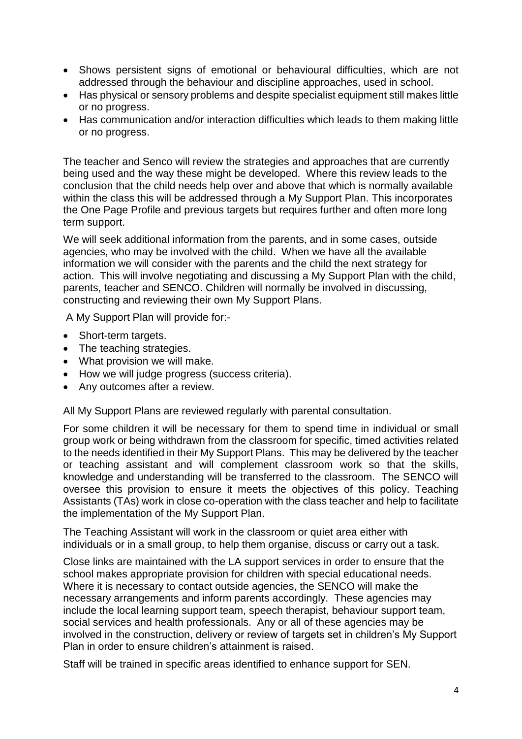- Shows persistent signs of emotional or behavioural difficulties, which are not addressed through the behaviour and discipline approaches, used in school.
- Has physical or sensory problems and despite specialist equipment still makes little or no progress.
- Has communication and/or interaction difficulties which leads to them making little or no progress.

The teacher and Senco will review the strategies and approaches that are currently being used and the way these might be developed. Where this review leads to the conclusion that the child needs help over and above that which is normally available within the class this will be addressed through a My Support Plan. This incorporates the One Page Profile and previous targets but requires further and often more long term support.

We will seek additional information from the parents, and in some cases, outside agencies, who may be involved with the child. When we have all the available information we will consider with the parents and the child the next strategy for action. This will involve negotiating and discussing a My Support Plan with the child, parents, teacher and SENCO. Children will normally be involved in discussing, constructing and reviewing their own My Support Plans.

A My Support Plan will provide for:-

- Short-term targets.
- The teaching strategies.
- What provision we will make.
- How we will judge progress (success criteria).
- Any outcomes after a review.

All My Support Plans are reviewed regularly with parental consultation.

For some children it will be necessary for them to spend time in individual or small group work or being withdrawn from the classroom for specific, timed activities related to the needs identified in their My Support Plans. This may be delivered by the teacher or teaching assistant and will complement classroom work so that the skills, knowledge and understanding will be transferred to the classroom. The SENCO will oversee this provision to ensure it meets the objectives of this policy. Teaching Assistants (TAs) work in close co-operation with the class teacher and help to facilitate the implementation of the My Support Plan.

The Teaching Assistant will work in the classroom or quiet area either with individuals or in a small group, to help them organise, discuss or carry out a task.

Close links are maintained with the LA support services in order to ensure that the school makes appropriate provision for children with special educational needs. Where it is necessary to contact outside agencies, the SENCO will make the necessary arrangements and inform parents accordingly. These agencies may include the local learning support team, speech therapist, behaviour support team, social services and health professionals. Any or all of these agencies may be involved in the construction, delivery or review of targets set in children's My Support Plan in order to ensure children's attainment is raised.

Staff will be trained in specific areas identified to enhance support for SEN.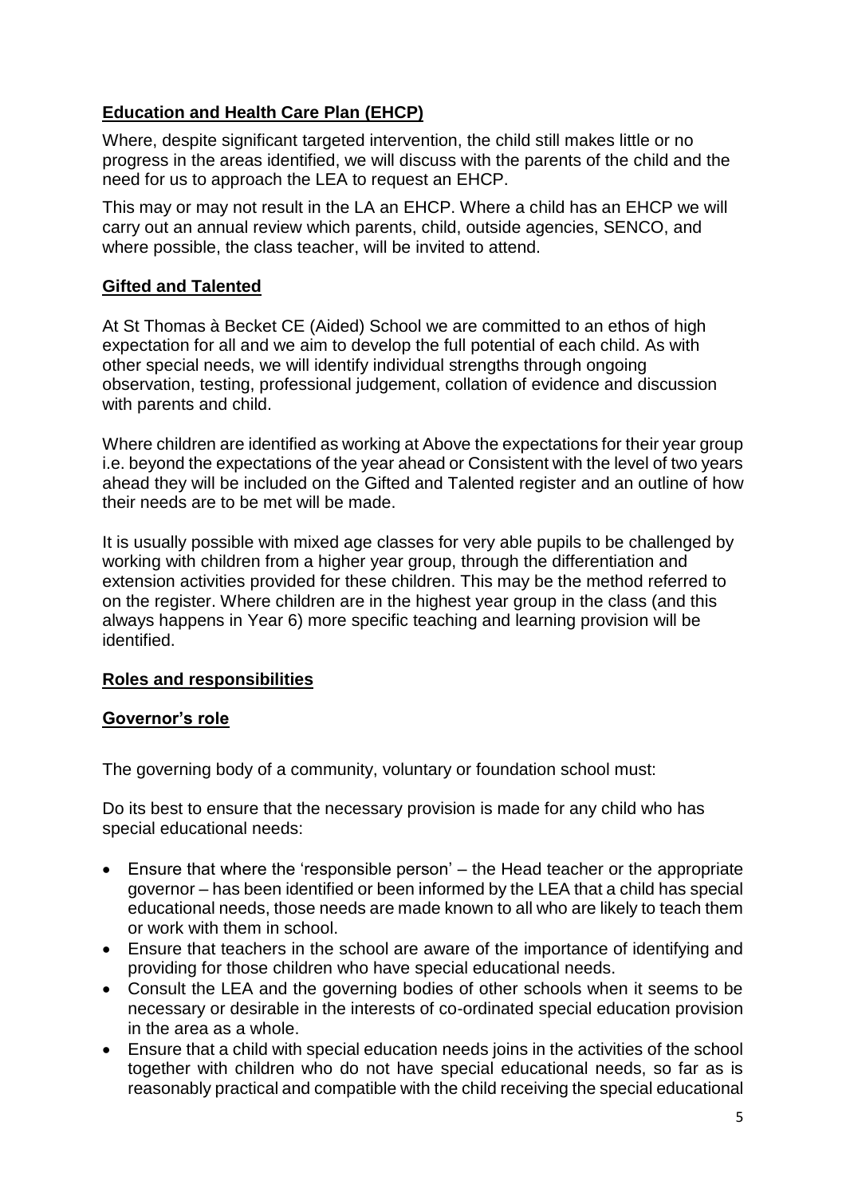## **Education and Health Care Plan (EHCP)**

Where, despite significant targeted intervention, the child still makes little or no progress in the areas identified, we will discuss with the parents of the child and the need for us to approach the LEA to request an EHCP.

This may or may not result in the LA an EHCP. Where a child has an EHCP we will carry out an annual review which parents, child, outside agencies, SENCO, and where possible, the class teacher, will be invited to attend.

## **Gifted and Talented**

At St Thomas à Becket CE (Aided) School we are committed to an ethos of high expectation for all and we aim to develop the full potential of each child. As with other special needs, we will identify individual strengths through ongoing observation, testing, professional judgement, collation of evidence and discussion with parents and child.

Where children are identified as working at Above the expectations for their year group i.e. beyond the expectations of the year ahead or Consistent with the level of two years ahead they will be included on the Gifted and Talented register and an outline of how their needs are to be met will be made.

It is usually possible with mixed age classes for very able pupils to be challenged by working with children from a higher year group, through the differentiation and extension activities provided for these children. This may be the method referred to on the register. Where children are in the highest year group in the class (and this always happens in Year 6) more specific teaching and learning provision will be identified.

## **Roles and responsibilities**

### **Governor's role**

The governing body of a community, voluntary or foundation school must:

Do its best to ensure that the necessary provision is made for any child who has special educational needs:

- Ensure that where the 'responsible person' – the Head teacher or the appropriate governor – has been identified or been informed by the LEA that a child has special educational needs, those needs are made known to all who are likely to teach them or work with them in school.
- Ensure that teachers in the school are aware of the importance of identifying and providing for those children who have special educational needs.
- Consult the LEA and the governing bodies of other schools when it seems to be necessary or desirable in the interests of co-ordinated special education provision in the area as a whole.
- Ensure that a child with special education needs joins in the activities of the school together with children who do not have special educational needs, so far as is reasonably practical and compatible with the child receiving the special educational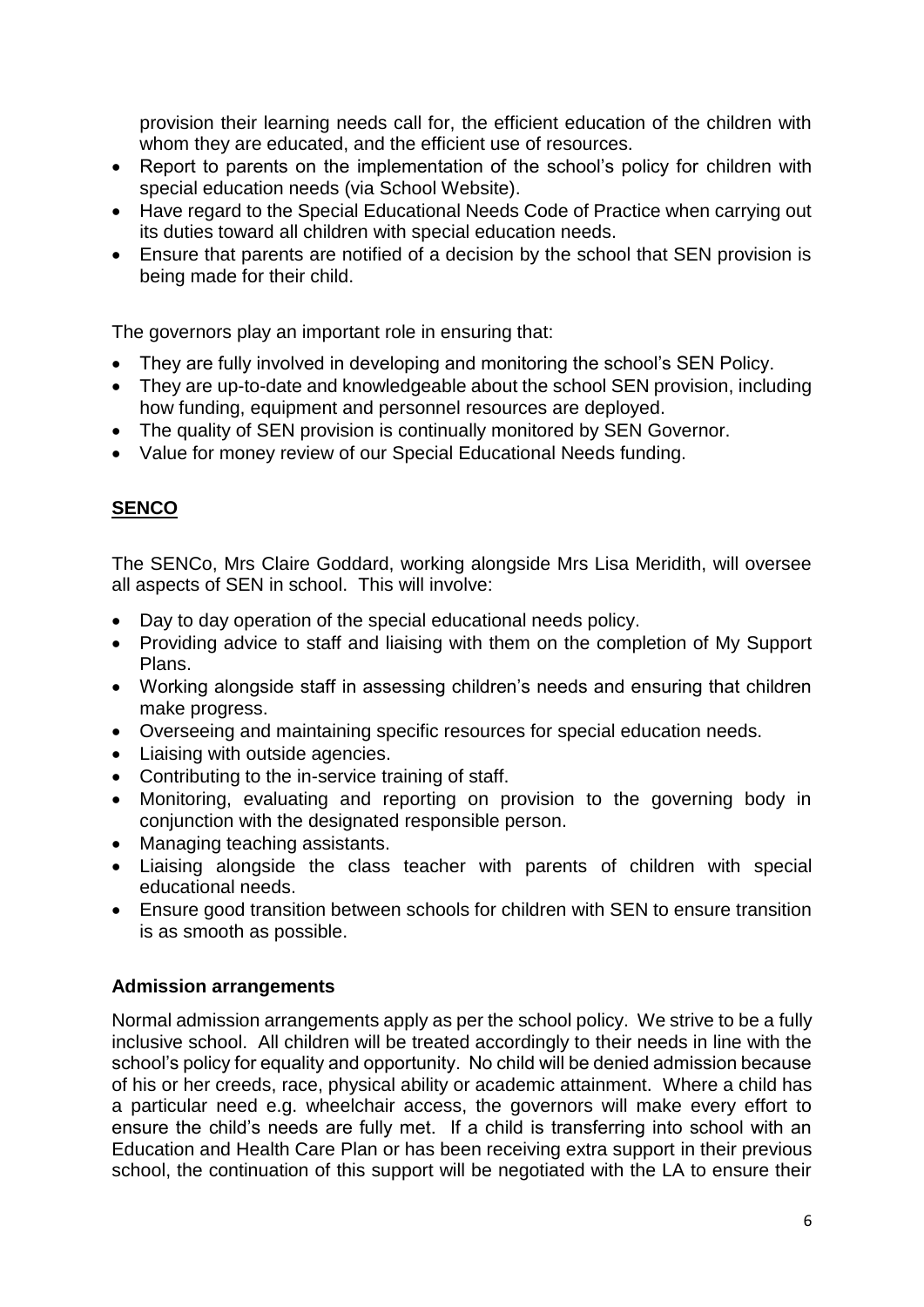provision their learning needs call for, the efficient education of the children with whom they are educated, and the efficient use of resources.

- Report to parents on the implementation of the school's policy for children with special education needs (via School Website).
- Have regard to the Special Educational Needs Code of Practice when carrying out its duties toward all children with special education needs.
- Ensure that parents are notified of a decision by the school that SEN provision is being made for their child.

The governors play an important role in ensuring that:

- They are fully involved in developing and monitoring the school's SEN Policy.
- They are up-to-date and knowledgeable about the school SEN provision, including how funding, equipment and personnel resources are deployed.
- The quality of SEN provision is continually monitored by SEN Governor.
- Value for money review of our Special Educational Needs funding.

## **SENCO**

The SENCo, Mrs Claire Goddard, working alongside Mrs Lisa Meridith, will oversee all aspects of SEN in school. This will involve:

- Day to day operation of the special educational needs policy.
- Providing advice to staff and liaising with them on the completion of My Support Plans.
- Working alongside staff in assessing children's needs and ensuring that children make progress.
- Overseeing and maintaining specific resources for special education needs.
- Liaising with outside agencies.
- Contributing to the in-service training of staff.
- Monitoring, evaluating and reporting on provision to the governing body in conjunction with the designated responsible person.
- Managing teaching assistants.
- Liaising alongside the class teacher with parents of children with special educational needs.
- Ensure good transition between schools for children with SEN to ensure transition is as smooth as possible.

### **Admission arrangements**

Normal admission arrangements apply as per the school policy. We strive to be a fully inclusive school. All children will be treated accordingly to their needs in line with the school's policy for equality and opportunity. No child will be denied admission because of his or her creeds, race, physical ability or academic attainment. Where a child has a particular need e.g. wheelchair access, the governors will make every effort to ensure the child's needs are fully met. If a child is transferring into school with an Education and Health Care Plan or has been receiving extra support in their previous school, the continuation of this support will be negotiated with the LA to ensure their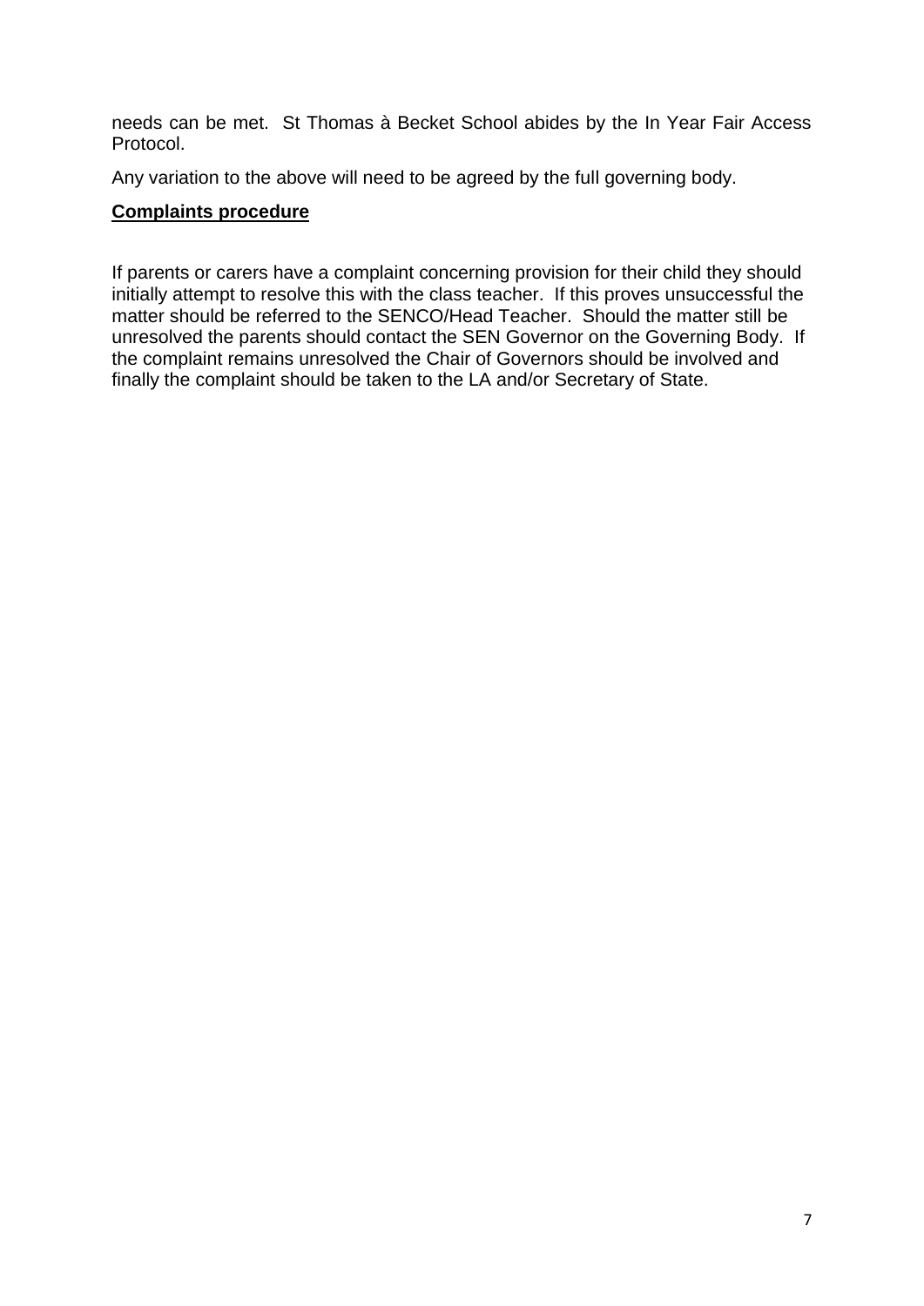needs can be met. St Thomas à Becket School abides by the In Year Fair Access Protocol.

Any variation to the above will need to be agreed by the full governing body.

**Complaints procedure**

If parents or carers have a complaint concerning provision for their child they should initially attempt to resolve this with the class teacher. If this proves unsuccessful the matter should be referred to the SENCO/Head Teacher. Should the matter still be unresolved the parents should contact the SEN Governor on the Governing Body. If the complaint remains unresolved the Chair of Governors should be involved and finally the complaint should be taken to the LA and/or Secretary of State.